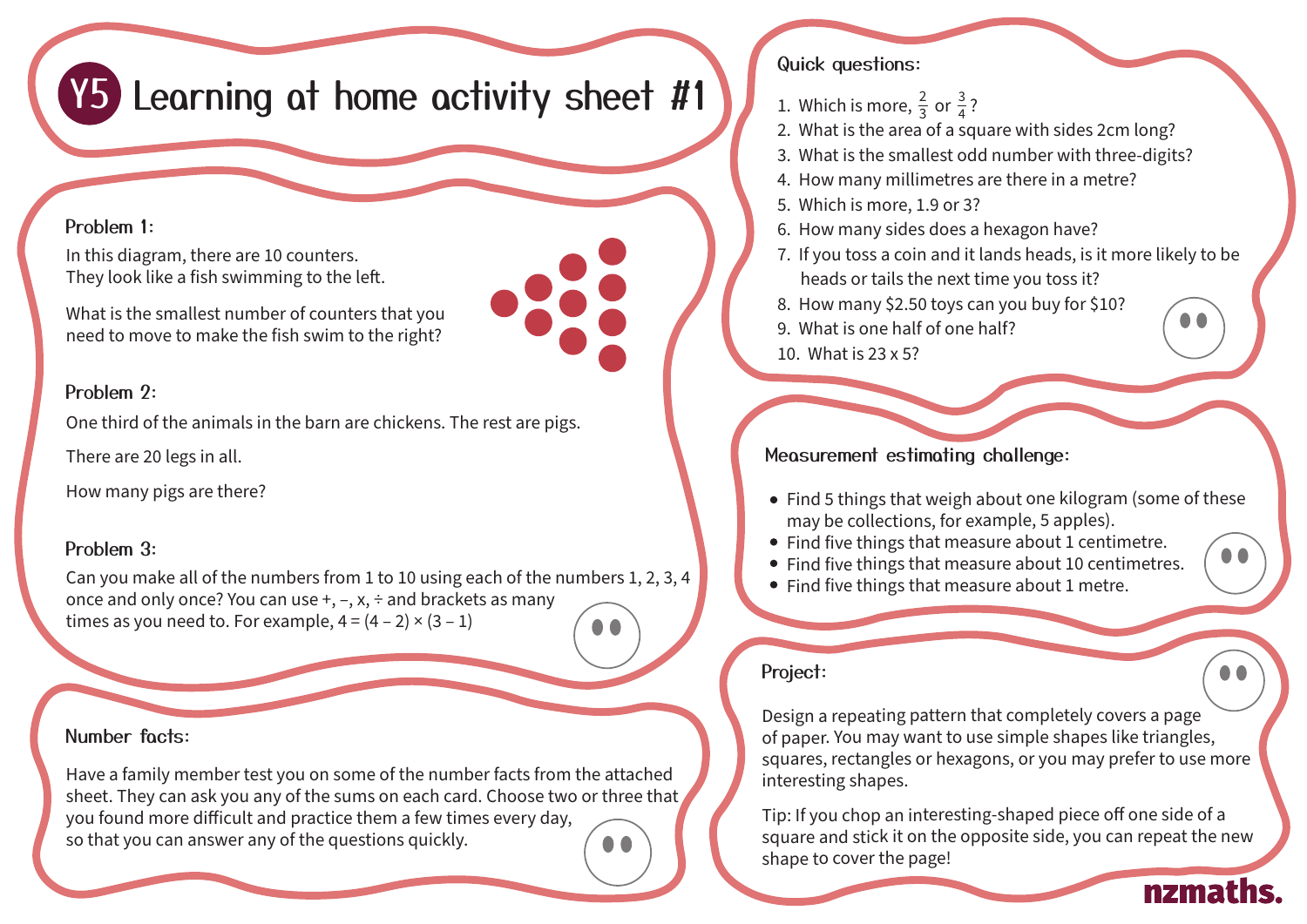# Y5 Learning at home activity sheet #1

## Problem 1:

In this diagram, there are 10 counters.
They look like a fish swimming to the left.

What is the smallest number of counters that you need to move to make the fish swim to the right?

## Problem 2:

One third of the animals in the barn are chickens. The rest are pigs.

There are 20 legs in all.

How many pigs are there?

## Problem 3:

Can you make all of the numbers from 1 to 10 using each of the numbers 1, 2, 3, 4 once and only once? You can use +, –, x, ÷ and brackets as many times as you need to. For example, $4 = (4 – 2) \times (3 – 1)$

## Number facts:

Have a family member test you on some of the number facts from the attached sheet. They can ask you any of the sums on each card. Choose two or three that you found more difficult and practice them a few times every day, so that you can answer any of the questions quickly.

## Quick questions:

1. Which is more, $\frac{2}{3}$ or $\frac{3}{4}$?
2. What is the area of a square with sides 2cm long?
3. What is the smallest odd number with three-digits?
4. How many millimetres are there in a metre?
5. Which is more, 1.9 or 3?
6. How many sides does a hexagon have?
7. If you toss a coin and it lands heads, is it more likely to be heads or tails the next time you toss it?
8. How many $2.50 toys can you buy for $10?
9. What is one half of one half?
10. What is 23 x 5?

## Measurement estimating challenge:

- Find 5 things that weigh about one kilogram (some of these may be collections, for example, 5 apples).
- Find five things that measure about 1 centimetre.
- Find five things that measure about 10 centimetres.
- Find five things that measure about 1 metre.

## Project:

Design a repeating pattern that completely covers a page of paper. You may want to use simple shapes like triangles, squares, rectangles or hexagons, or you may prefer to use more interesting shapes.

Tip: If you chop an interesting-shaped piece off one side of a square and stick it on the opposite side, you can repeat the new shape to cover the page!

nzmaths.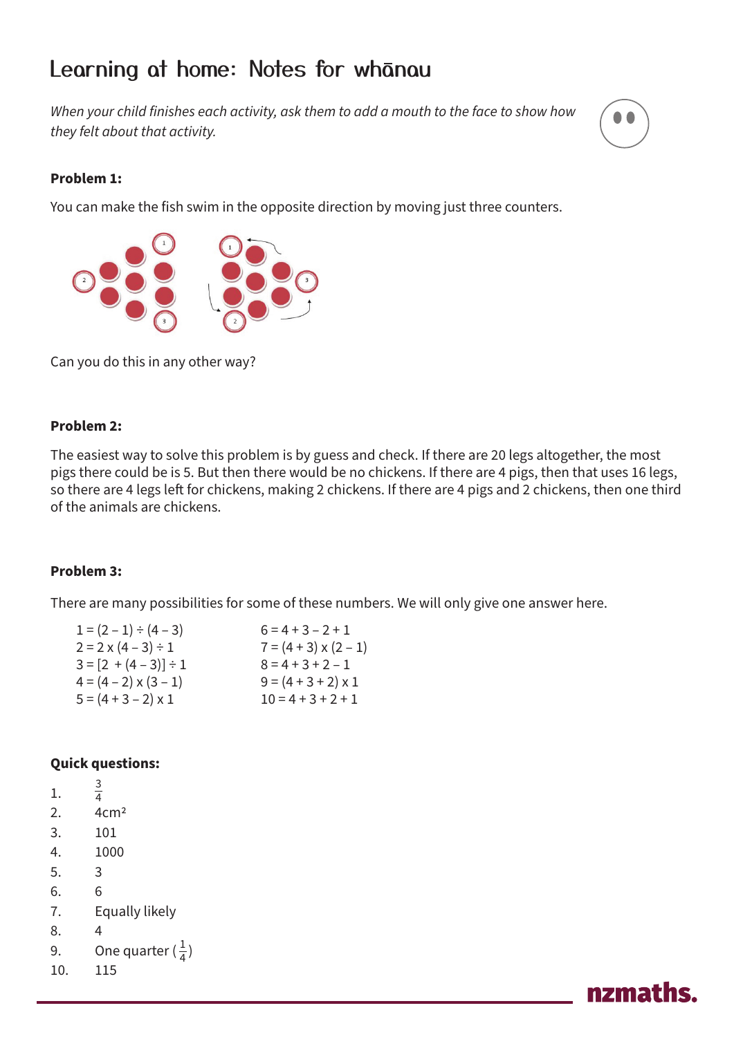# Learning at home: Notes for whānau

*When your child finishes each activity, ask them to add a mouth to the face to show how they felt about that activity.*

**Problem 1:**

You can make the fish swim in the opposite direction by moving just three counters.

Can you do this in any other way?

**Problem 2:**

The easiest way to solve this problem is by guess and check. If there are 20 legs altogether, the most pigs there could be is 5. But then there would be no chickens. If there are 4 pigs, then that uses 16 legs, so there are 4 legs left for chickens, making 2 chickens. If there are 4 pigs and 2 chickens, then one third of the animals are chickens.

**Problem 3:**

There are many possibilities for some of these numbers. We will only give one answer here.

$1 = (2 - 1) \div (4 - 3)$
$2 = 2 \times (4 - 3) \div 1$
$3 = [2 + (4 - 3)] \div 1$
$4 = (4 - 2) \times (3 - 1)$
$5 = (4 + 3 - 2) \times 1$
$6 = 4 + 3 - 2 + 1$
$7 = (4 + 3) \times (2 - 1)$
$8 = 4 + 3 + 2 - 1$
$9 = (4 + 3 + 2) \times 1$
$10 = 4 + 3 + 2 + 1$

**Quick questions:**

1. $\frac{3}{4}$
2. 4cm²
3. 101
4. 1000
5. 3
6. 6
7. Equally likely
8. 4
9. One quarter ($\frac{1}{4}$)
10. 115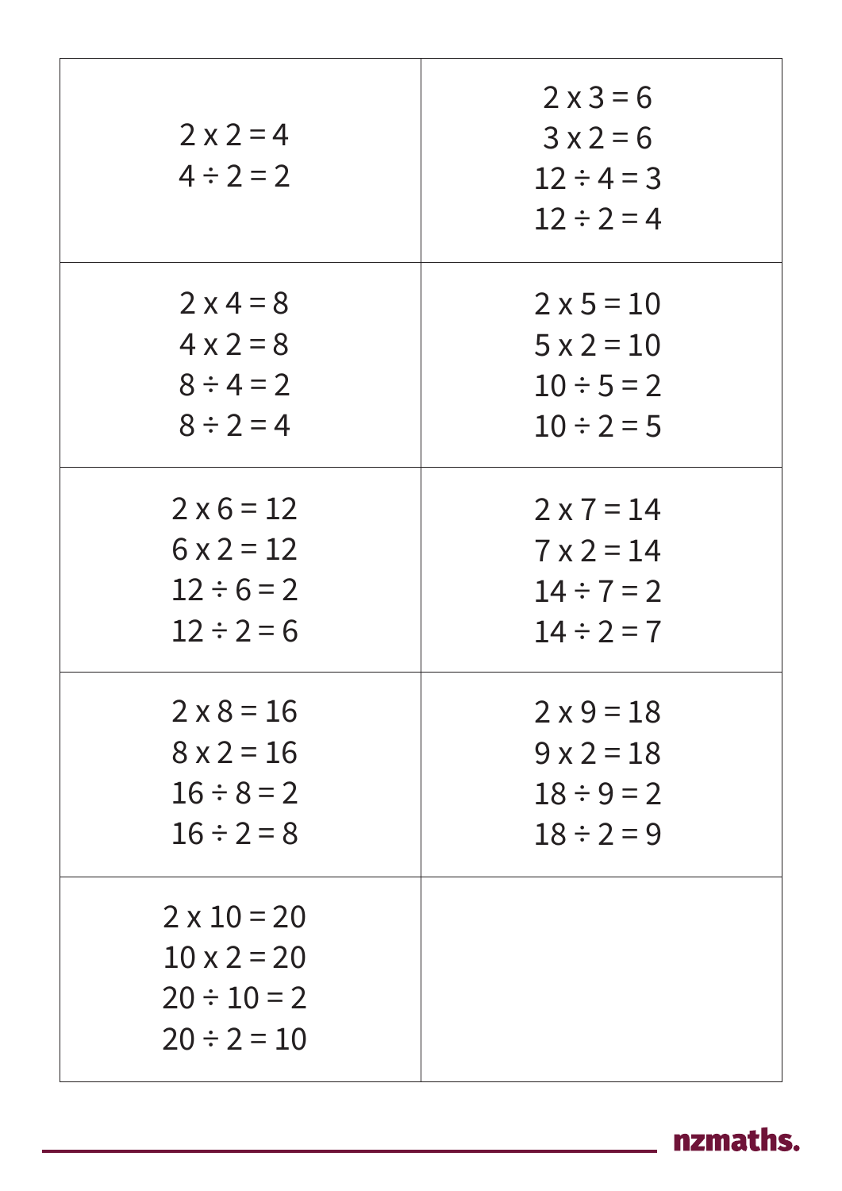| | |
|---|---|
| $2 \times 2 = 4$<br>$4 \div 2 = 2$ | $2 \times 3 = 6$<br>$3 \times 2 = 6$<br>$12 \div 4 = 3$<br>$12 \div 2 = 4$ |
| $2 \times 4 = 8$<br>$4 \times 2 = 8$<br>$8 \div 4 = 2$<br>$8 \div 2 = 4$ | $2 \times 5 = 10$<br>$5 \times 2 = 10$<br>$10 \div 5 = 2$<br>$10 \div 2 = 5$ |
| $2 \times 6 = 12$<br>$6 \times 2 = 12$<br>$12 \div 6 = 2$<br>$12 \div 2 = 6$ | $2 \times 7 = 14$<br>$7 \times 2 = 14$<br>$14 \div 7 = 2$<br>$14 \div 2 = 7$ |
| $2 \times 8 = 16$<br>$8 \times 2 = 16$<br>$16 \div 8 = 2$<br>$16 \div 2 = 8$ | $2 \times 9 = 18$<br>$9 \times 2 = 18$<br>$18 \div 9 = 2$<br>$18 \div 2 = 9$ |
| $2 \times 10 = 20$<br>$10 \times 2 = 20$<br>$20 \div 10 = 2$<br>$20 \div 2 = 10$ | |

nzmaths.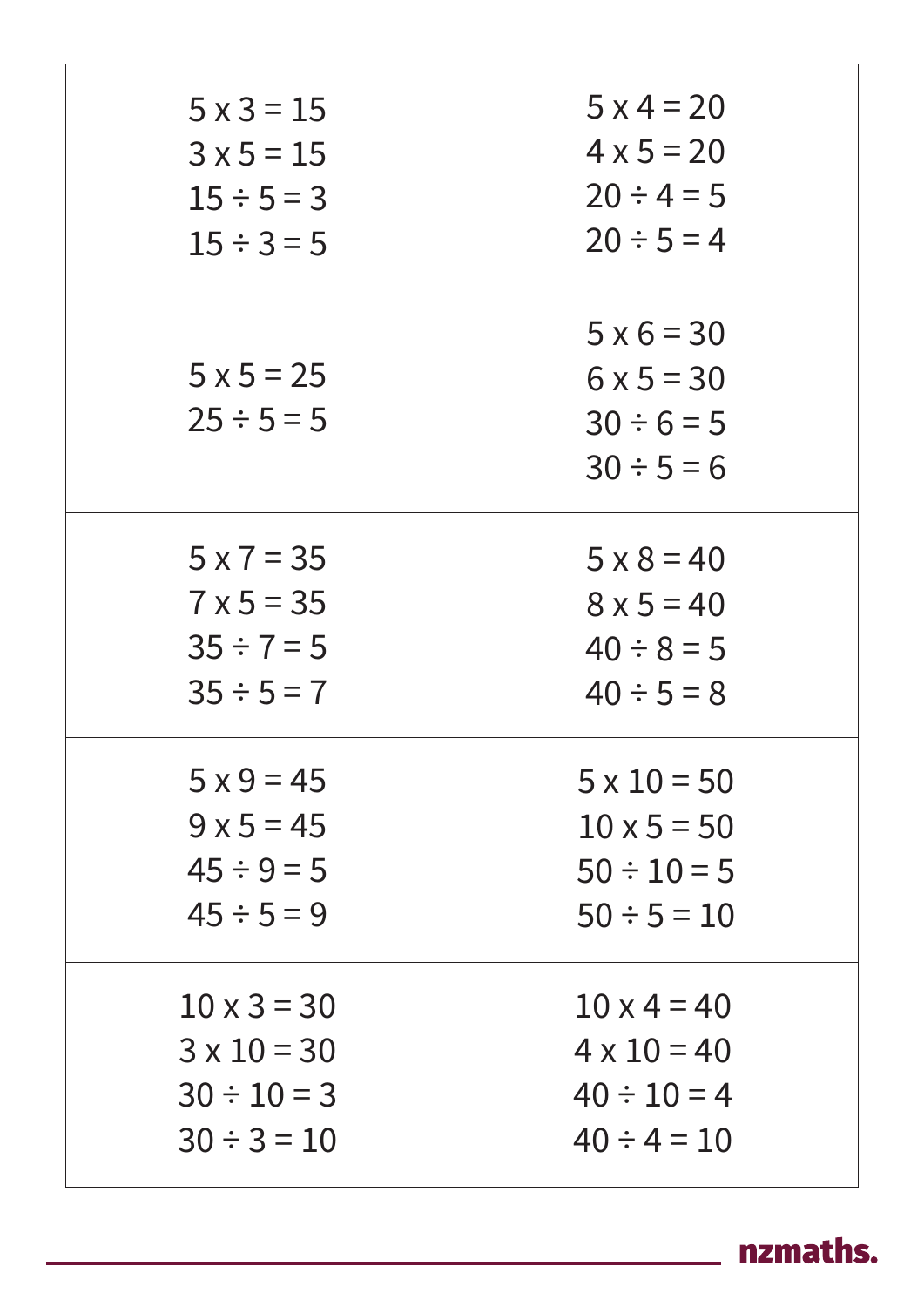| | |
|---|---|
| $5 \times 3 = 15$<br>$3 \times 5 = 15$<br>$15 \div 5 = 3$<br>$15 \div 3 = 5$ | $5 \times 4 = 20$<br>$4 \times 5 = 20$<br>$20 \div 4 = 5$<br>$20 \div 5 = 4$ |
| $5 \times 5 = 25$<br>$25 \div 5 = 5$ | $5 \times 6 = 30$<br>$6 \times 5 = 30$<br>$30 \div 6 = 5$<br>$30 \div 5 = 6$ |
| $5 \times 7 = 35$<br>$7 \times 5 = 35$<br>$35 \div 7 = 5$<br>$35 \div 5 = 7$ | $5 \times 8 = 40$<br>$8 \times 5 = 40$<br>$40 \div 8 = 5$<br>$40 \div 5 = 8$ |
| $5 \times 9 = 45$<br>$9 \times 5 = 45$<br>$45 \div 9 = 5$<br>$45 \div 5 = 9$ | $5 \times 10 = 50$<br>$10 \times 5 = 50$<br>$50 \div 10 = 5$<br>$50 \div 5 = 10$ |
| $10 \times 3 = 30$<br>$3 \times 10 = 30$<br>$30 \div 10 = 3$<br>$30 \div 3 = 10$ | $10 \times 4 = 40$<br>$4 \times 10 = 40$<br>$40 \div 10 = 4$<br>$40 \div 4 = 10$ |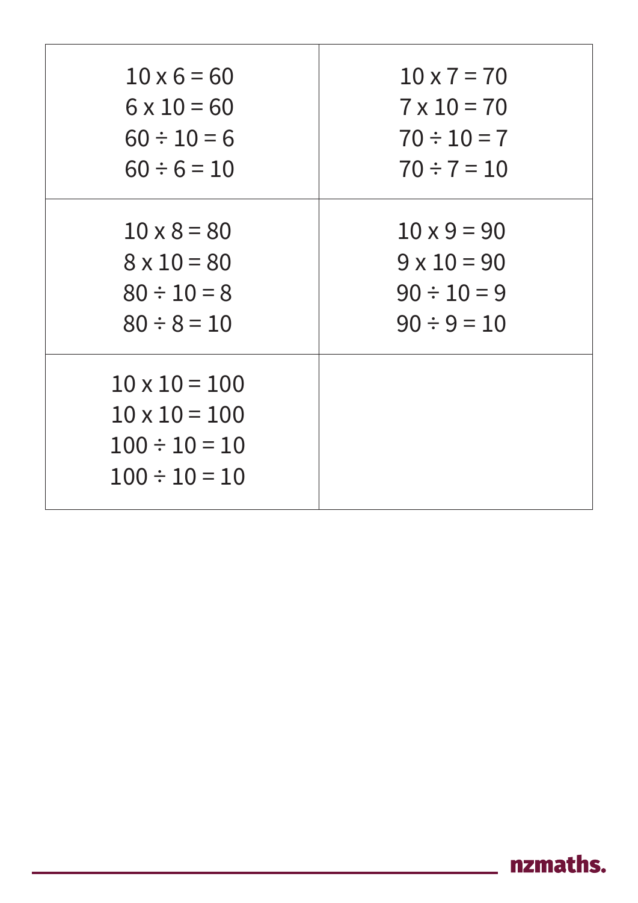| | |
|---|---|
| $10 \times 6 = 60$<br>$6 \times 10 = 60$<br>$60 \div 10 = 6$<br>$60 \div 6 = 10$ | $10 \times 7 = 70$<br>$7 \times 10 = 70$<br>$70 \div 10 = 7$<br>$70 \div 7 = 10$ |
| $10 \times 8 = 80$<br>$8 \times 10 = 80$<br>$80 \div 10 = 8$<br>$80 \div 8 = 10$ | $10 \times 9 = 90$<br>$9 \times 10 = 90$<br>$90 \div 10 = 9$<br>$90 \div 9 = 10$ |
| $10 \times 10 = 100$<br>$10 \times 10 = 100$<br>$100 \div 10 = 10$<br>$100 \div 10 = 10$ | |